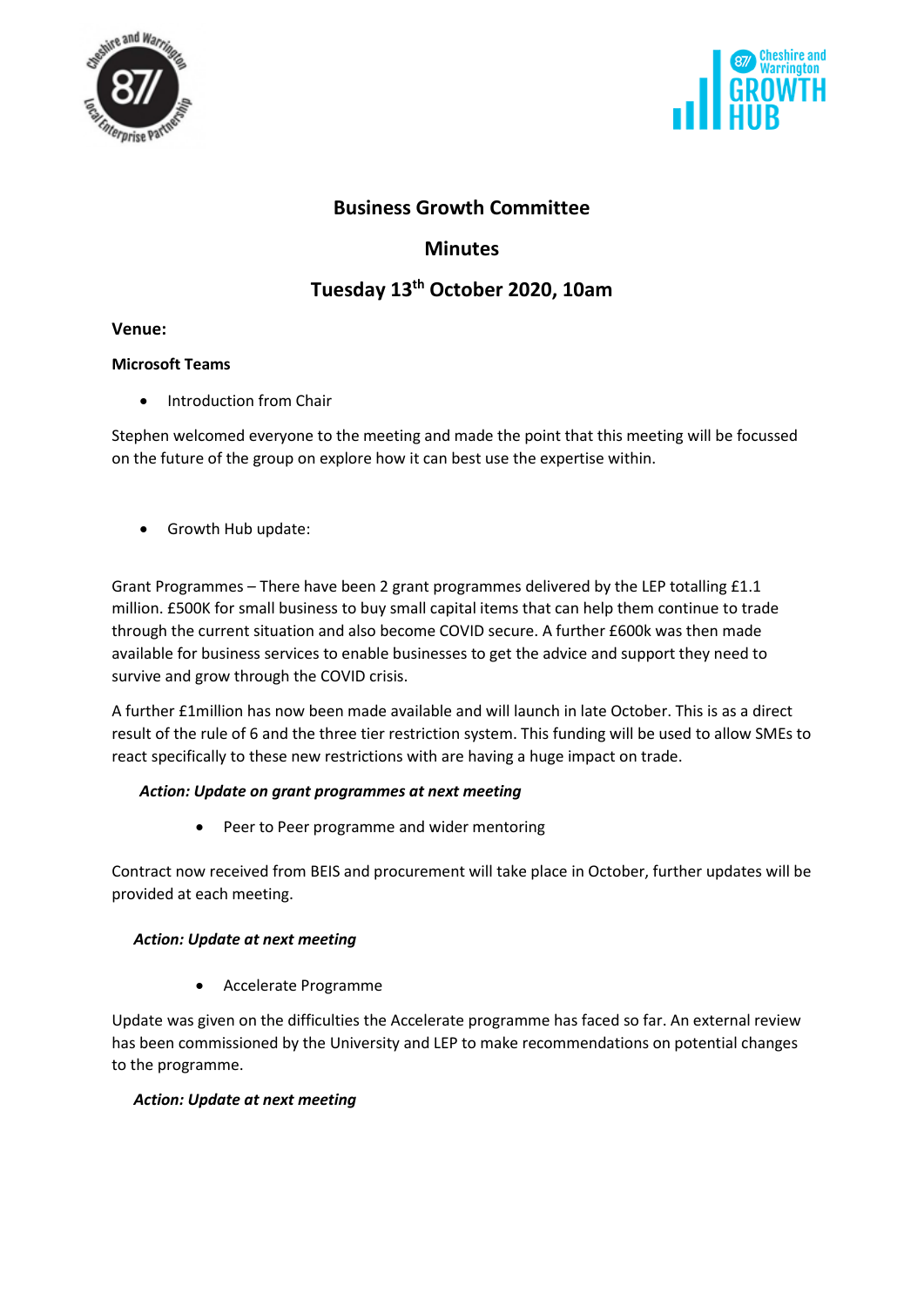# Business Growth Committee

## Minutes

## Tuesday 13th October 2020, 10am

**Venue:**

**Microsoft Teams**

- Introduction from Chair

Stephen welcomed everyone to the meeting and made the point that this meeting will be focussed on the future of the group on explore how it can best use the expertise within.

- Growth Hub update:

Grant Programmes – There have been 2 grant programmes delivered by the LEP totalling £1.1 million. £500K for small business to buy small capital items that can help them continue to trade through the current situation and also become COVID secure. A further £600k was then made available for business services to enable businesses to get the advice and support they need to survive and grow through the COVID crisis.

A further £1million has now been made available and will launch in late October. This is as a direct result of the rule of 6 and the three tier restriction system. This funding will be used to allow SMEs to react specifically to these new restrictions with are having a huge impact on trade.

***Action: Update on grant programmes at next meeting***

- Peer to Peer programme and wider mentoring

Contract now received from BEIS and procurement will take place in October, further updates will be provided at each meeting.

***Action: Update at next meeting***

- Accelerate Programme

Update was given on the difficulties the Accelerate programme has faced so far. An external review has been commissioned by the University and LEP to make recommendations on potential changes to the programme.

***Action: Update at next meeting***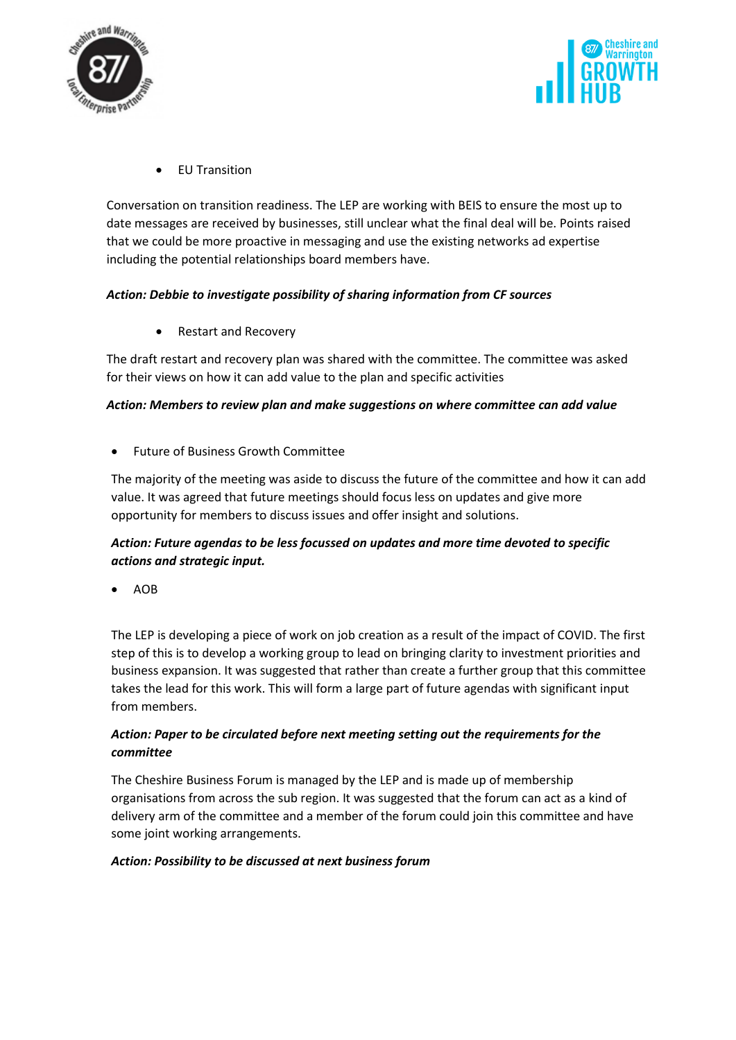- EU Transition

Conversation on transition readiness. The LEP are working with BEIS to ensure the most up to date messages are received by businesses, still unclear what the final deal will be. Points raised that we could be more proactive in messaging and use the existing networks ad expertise including the potential relationships board members have.

***Action: Debbie to investigate possibility of sharing information from CF sources***

- Restart and Recovery

The draft restart and recovery plan was shared with the committee. The committee was asked for their views on how it can add value to the plan and specific activities

***Action: Members to review plan and make suggestions on where committee can add value***

- Future of Business Growth Committee

The majority of the meeting was aside to discuss the future of the committee and how it can add value. It was agreed that future meetings should focus less on updates and give more opportunity for members to discuss issues and offer insight and solutions.

***Action: Future agendas to be less focussed on updates and more time devoted to specific actions and strategic input.***

- AOB

The LEP is developing a piece of work on job creation as a result of the impact of COVID. The first step of this is to develop a working group to lead on bringing clarity to investment priorities and business expansion. It was suggested that rather than create a further group that this committee takes the lead for this work. This will form a large part of future agendas with significant input from members.

***Action: Paper to be circulated before next meeting setting out the requirements for the committee***

The Cheshire Business Forum is managed by the LEP and is made up of membership organisations from across the sub region. It was suggested that the forum can act as a kind of delivery arm of the committee and a member of the forum could join this committee and have some joint working arrangements.

***Action: Possibility to be discussed at next business forum***